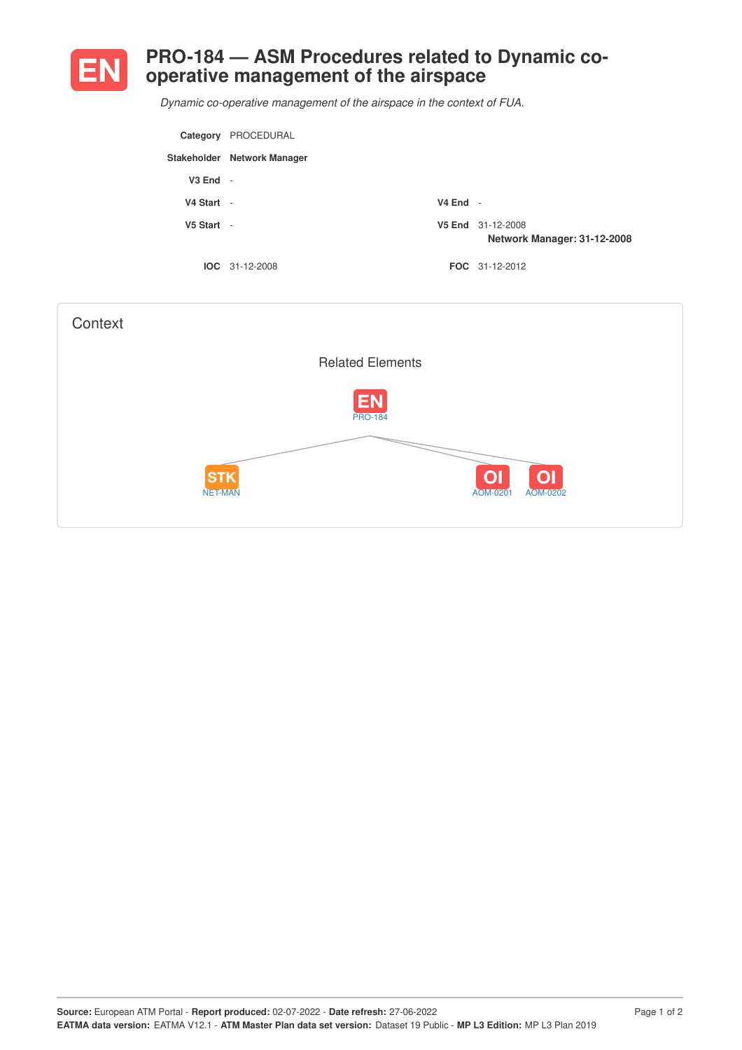# EN PRO-184 — ASM Procedures related to Dynamic co-operative management of the airspace

*Dynamic co-operative management of the airspace in the context of FUA.*

| | | | |
|---|---|---|---|
| **Category** | PROCEDURAL | | |
| **Stakeholder** | **Network Manager** | | |
| **V3 End** | - | | |
| **V4 Start** | - | **V4 End** | - |
| **V5 Start** | - | **V5 End** | 31-12-2008 **Network Manager: 31-12-2008** |
| **IOC** | 31-12-2008 | **FOC** | 31-12-2012 |

## Context

### Related Elements

EN PRO-184

STK NET-MAN

OI AOM-0201

OI AOM-0202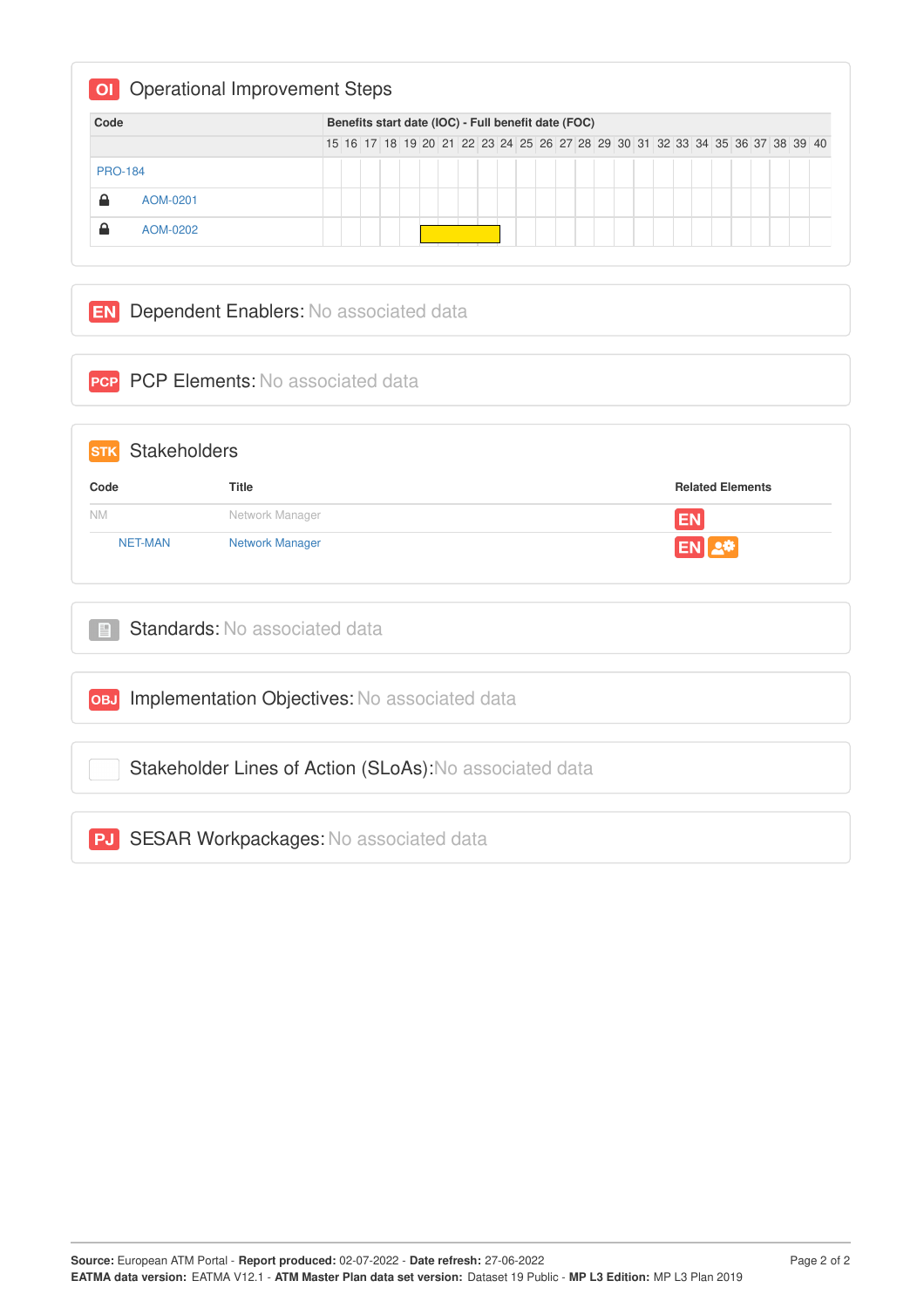## OI Operational Improvement Steps

| Code | Benefits start date (IOC) - Full benefit date (FOC) |
|---|---|
| | 15 16 17 18 19 20 21 22 23 24 25 26 27 28 29 30 31 32 33 34 35 36 37 38 39 40 |
| PRO-184 | |
| AOM-0201 | |
| AOM-0202 | |

## EN Dependent Enablers: No associated data

## PCP PCP Elements: No associated data

## STK Stakeholders

| Code | Title | Related Elements |
|---|---|---|
| NM | Network Manager | EN |
| NET-MAN | Network Manager | EN |

## Standards: No associated data

## OBJ Implementation Objectives: No associated data

## Stakeholder Lines of Action (SLoAs): No associated data

## PJ SESAR Workpackages: No associated data

**Source:** European ATM Portal - **Report produced:** 02-07-2022 - **Date refresh:** 27-06-2022
**EATMA data version:** EATMA V12.1 - **ATM Master Plan data set version:** Dataset 19 Public - **MP L3 Edition:** MP L3 Plan 2019